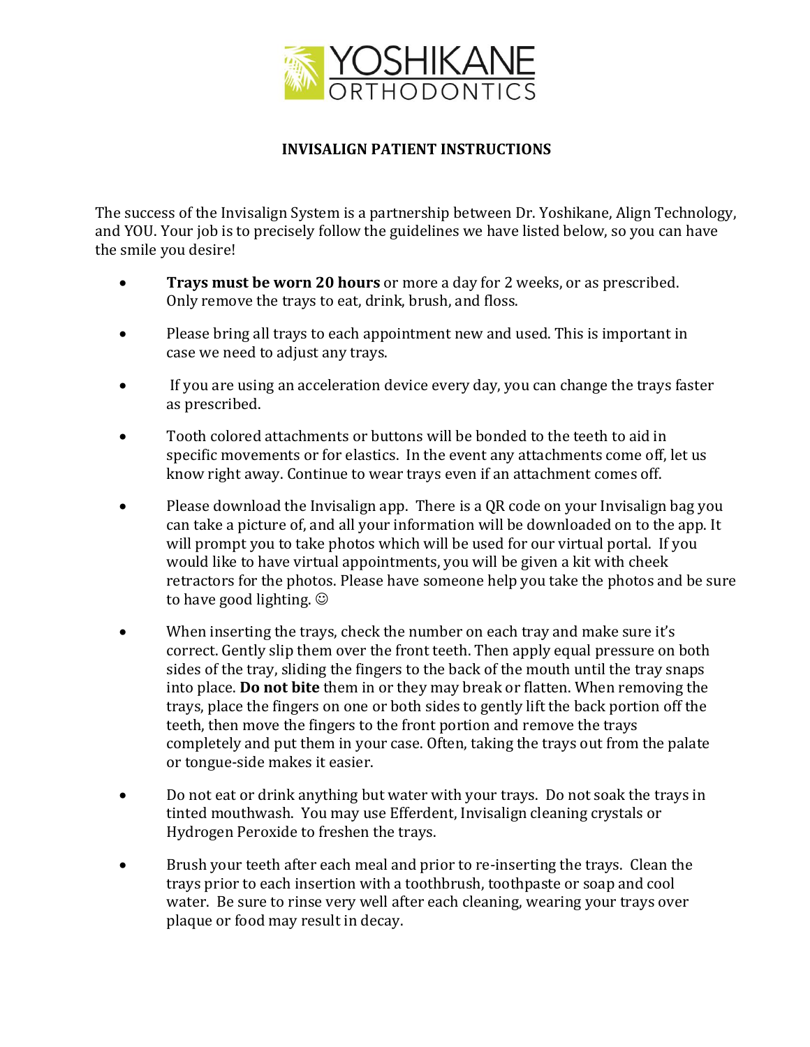YOSHIKANE ORTHODONTICS

# INVISALIGN PATIENT INSTRUCTIONS

The success of the Invisalign System is a partnership between Dr. Yoshikane, Align Technology, and YOU. Your job is to precisely follow the guidelines we have listed below, so you can have the smile you desire!

- **Trays must be worn 20 hours** or more a day for 2 weeks, or as prescribed. Only remove the trays to eat, drink, brush, and floss.

- Please bring all trays to each appointment new and used. This is important in case we need to adjust any trays.

- If you are using an acceleration device every day, you can change the trays faster as prescribed.

- Tooth colored attachments or buttons will be bonded to the teeth to aid in specific movements or for elastics. In the event any attachments come off, let us know right away. Continue to wear trays even if an attachment comes off.

- Please download the Invisalign app. There is a QR code on your Invisalign bag you can take a picture of, and all your information will be downloaded on to the app. It will prompt you to take photos which will be used for our virtual portal. If you would like to have virtual appointments, you will be given a kit with cheek retractors for the photos. Please have someone help you take the photos and be sure to have good lighting. ☺

- When inserting the trays, check the number on each tray and make sure it's correct. Gently slip them over the front teeth. Then apply equal pressure on both sides of the tray, sliding the fingers to the back of the mouth until the tray snaps into place. **Do not bite** them in or they may break or flatten. When removing the trays, place the fingers on one or both sides to gently lift the back portion off the teeth, then move the fingers to the front portion and remove the trays completely and put them in your case. Often, taking the trays out from the palate or tongue-side makes it easier.

- Do not eat or drink anything but water with your trays. Do not soak the trays in tinted mouthwash. You may use Efferdent, Invisalign cleaning crystals or Hydrogen Peroxide to freshen the trays.

- Brush your teeth after each meal and prior to re-inserting the trays. Clean the trays prior to each insertion with a toothbrush, toothpaste or soap and cool water. Be sure to rinse very well after each cleaning, wearing your trays over plaque or food may result in decay.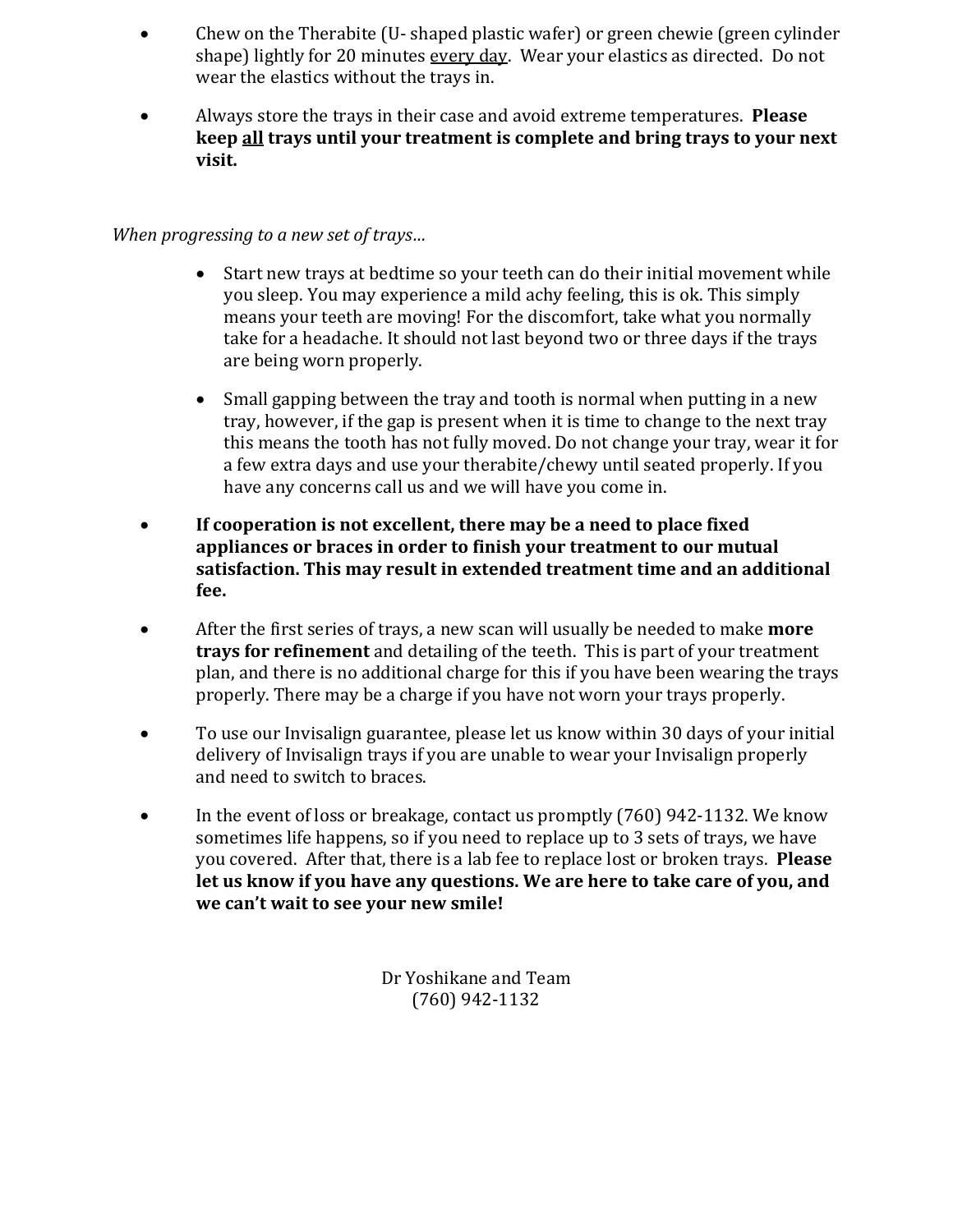- Chew on the Therabite (U- shaped plastic wafer) or green chewie (green cylinder shape) lightly for 20 minutes <u>every day</u>. Wear your elastics as directed. Do not wear the elastics without the trays in.
- Always store the trays in their case and avoid extreme temperatures. **Please keep <u>all</u> trays until your treatment is complete and bring trays to your next visit.**

*When progressing to a new set of trays…*

- Start new trays at bedtime so your teeth can do their initial movement while you sleep. You may experience a mild achy feeling, this is ok. This simply means your teeth are moving! For the discomfort, take what you normally take for a headache. It should not last beyond two or three days if the trays are being worn properly.
- Small gapping between the tray and tooth is normal when putting in a new tray, however, if the gap is present when it is time to change to the next tray this means the tooth has not fully moved. Do not change your tray, wear it for a few extra days and use your therabite/chewy until seated properly. If you have any concerns call us and we will have you come in.

- **If cooperation is not excellent, there may be a need to place fixed appliances or braces in order to finish your treatment to our mutual satisfaction. This may result in extended treatment time and an additional fee.**
- After the first series of trays, a new scan will usually be needed to make **more trays for refinement** and detailing of the teeth. This is part of your treatment plan, and there is no additional charge for this if you have been wearing the trays properly. There may be a charge if you have not worn your trays properly.
- To use our Invisalign guarantee, please let us know within 30 days of your initial delivery of Invisalign trays if you are unable to wear your Invisalign properly and need to switch to braces.
- In the event of loss or breakage, contact us promptly (760) 942-1132. We know sometimes life happens, so if you need to replace up to 3 sets of trays, we have you covered. After that, there is a lab fee to replace lost or broken trays. **Please let us know if you have any questions. We are here to take care of you, and we can't wait to see your new smile!**

Dr Yoshikane and Team
(760) 942-1132